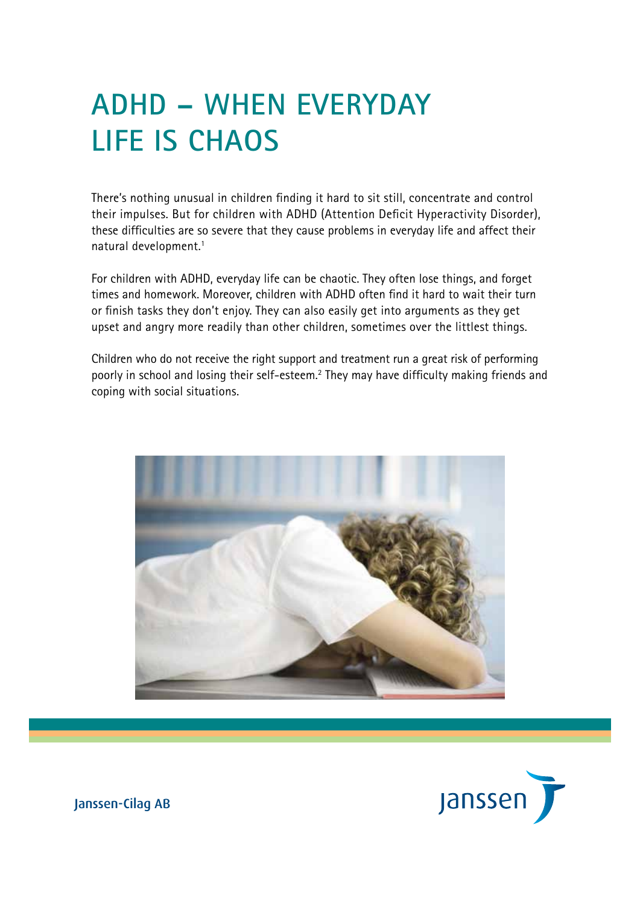# ADHD – WHEN EVERYDAY LIFE IS CHAOS

There's nothing unusual in children finding it hard to sit still, concentrate and control their impulses. But for children with ADHD (Attention Deficit Hyperactivity Disorder), these difficulties are so severe that they cause problems in everyday life and affect their natural development.[1]

For children with ADHD, everyday life can be chaotic. They often lose things, and forget times and homework. Moreover, children with ADHD often find it hard to wait their turn or finish tasks they don't enjoy. They can also easily get into arguments as they get upset and angry more readily than other children, sometimes over the littlest things.

Children who do not receive the right support and treatment run a great risk of performing poorly in school and losing their self-esteem.[2] They may have difficulty making friends and coping with social situations.

Janssen-Cilag AB

janssen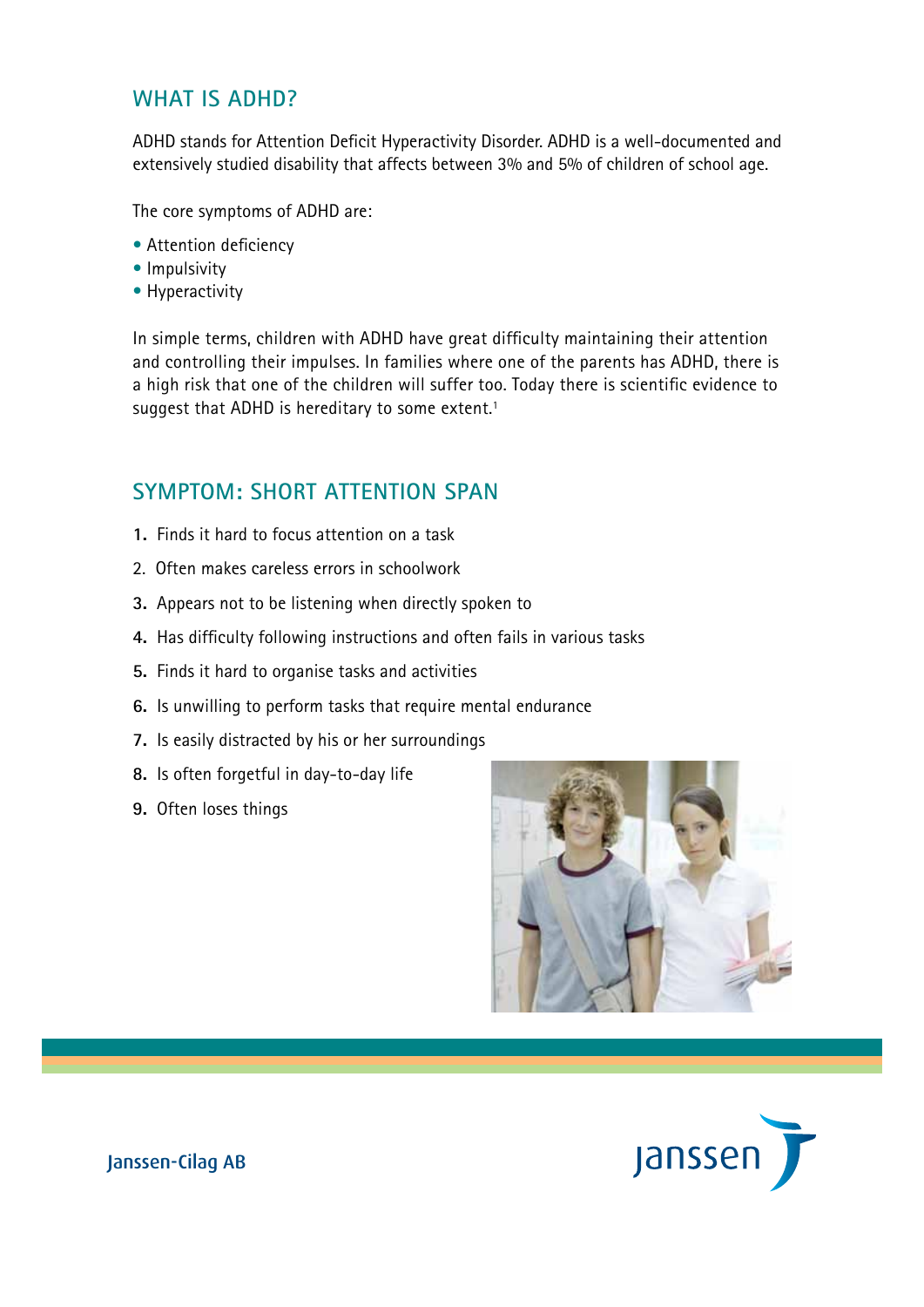## WHAT IS ADHD?

ADHD stands for Attention Deficit Hyperactivity Disorder. ADHD is a well-documented and extensively studied disability that affects between 3% and 5% of children of school age.

The core symptoms of ADHD are:

- Attention deficiency
- Impulsivity
- Hyperactivity

In simple terms, children with ADHD have great difficulty maintaining their attention and controlling their impulses. In families where one of the parents has ADHD, there is a high risk that one of the children will suffer too. Today there is scientific evidence to suggest that ADHD is hereditary to some extent.[1]

## SYMPTOM: SHORT ATTENTION SPAN

1. Finds it hard to focus attention on a task
2. Often makes careless errors in schoolwork
3. Appears not to be listening when directly spoken to
4. Has difficulty following instructions and often fails in various tasks
5. Finds it hard to organise tasks and activities
6. Is unwilling to perform tasks that require mental endurance
7. Is easily distracted by his or her surroundings
8. Is often forgetful in day-to-day life
9. Often loses things

Janssen-Cilag AB

janssen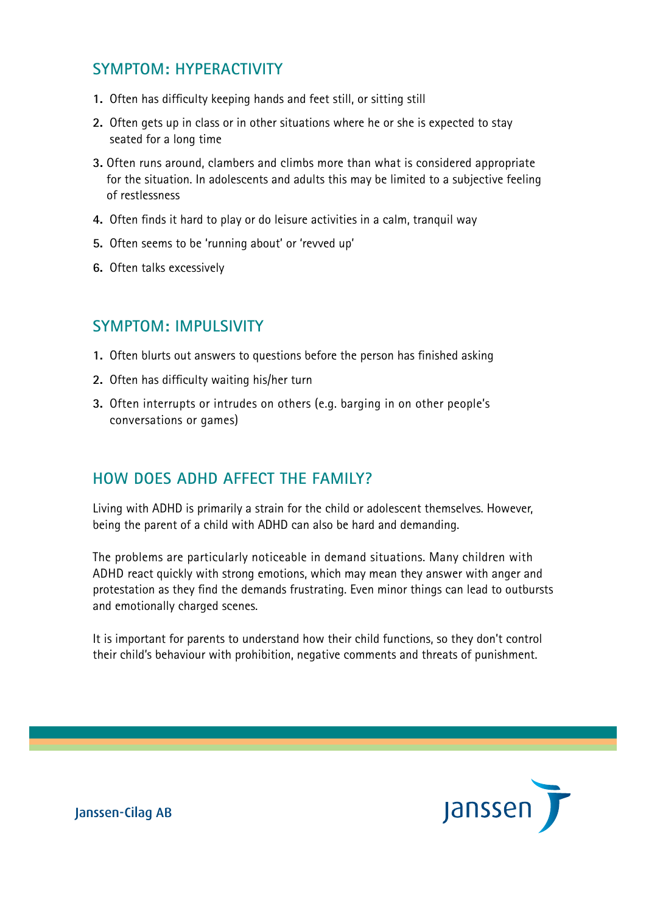## SYMPTOM: HYPERACTIVITY

1. Often has difficulty keeping hands and feet still, or sitting still
2. Often gets up in class or in other situations where he or she is expected to stay seated for a long time
3. Often runs around, clambers and climbs more than what is considered appropriate for the situation. In adolescents and adults this may be limited to a subjective feeling of restlessness
4. Often finds it hard to play or do leisure activities in a calm, tranquil way
5. Often seems to be 'running about' or 'revved up'
6. Often talks excessively

## SYMPTOM: IMPULSIVITY

1. Often blurts out answers to questions before the person has finished asking
2. Often has difficulty waiting his/her turn
3. Often interrupts or intrudes on others (e.g. barging in on other people's conversations or games)

## HOW DOES ADHD AFFECT THE FAMILY?

Living with ADHD is primarily a strain for the child or adolescent themselves. However, being the parent of a child with ADHD can also be hard and demanding.

The problems are particularly noticeable in demand situations. Many children with ADHD react quickly with strong emotions, which may mean they answer with anger and protestation as they find the demands frustrating. Even minor things can lead to outbursts and emotionally charged scenes.

It is important for parents to understand how their child functions, so they don't control their child's behaviour with prohibition, negative comments and threats of punishment.

Janssen-Cilag AB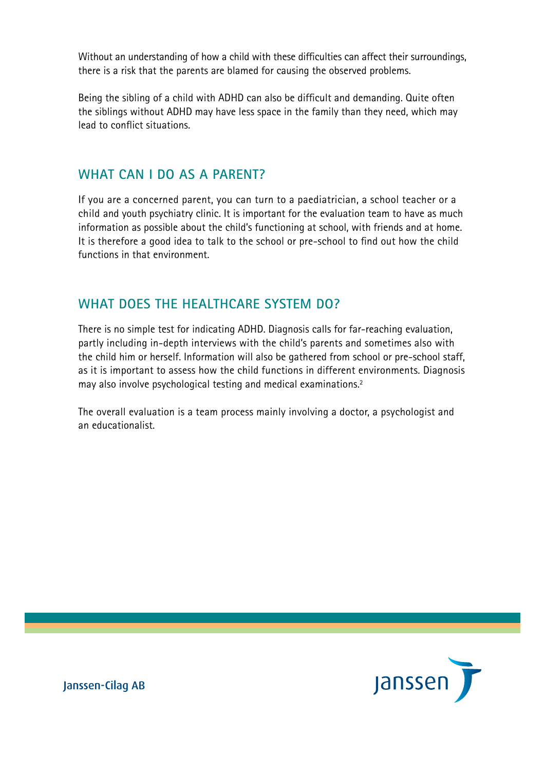Without an understanding of how a child with these difficulties can affect their surroundings, there is a risk that the parents are blamed for causing the observed problems.

Being the sibling of a child with ADHD can also be difficult and demanding. Quite often the siblings without ADHD may have less space in the family than they need, which may lead to conflict situations.

## WHAT CAN I DO AS A PARENT?

If you are a concerned parent, you can turn to a paediatrician, a school teacher or a child and youth psychiatry clinic. It is important for the evaluation team to have as much information as possible about the child's functioning at school, with friends and at home. It is therefore a good idea to talk to the school or pre-school to find out how the child functions in that environment.

## WHAT DOES THE HEALTHCARE SYSTEM DO?

There is no simple test for indicating ADHD. Diagnosis calls for far-reaching evaluation, partly including in-depth interviews with the child's parents and sometimes also with the child him or herself. Information will also be gathered from school or pre-school staff, as it is important to assess how the child functions in different environments. Diagnosis may also involve psychological testing and medical examinations.[2]

The overall evaluation is a team process mainly involving a doctor, a psychologist and an educationalist.

Janssen-Cilag AB

janssen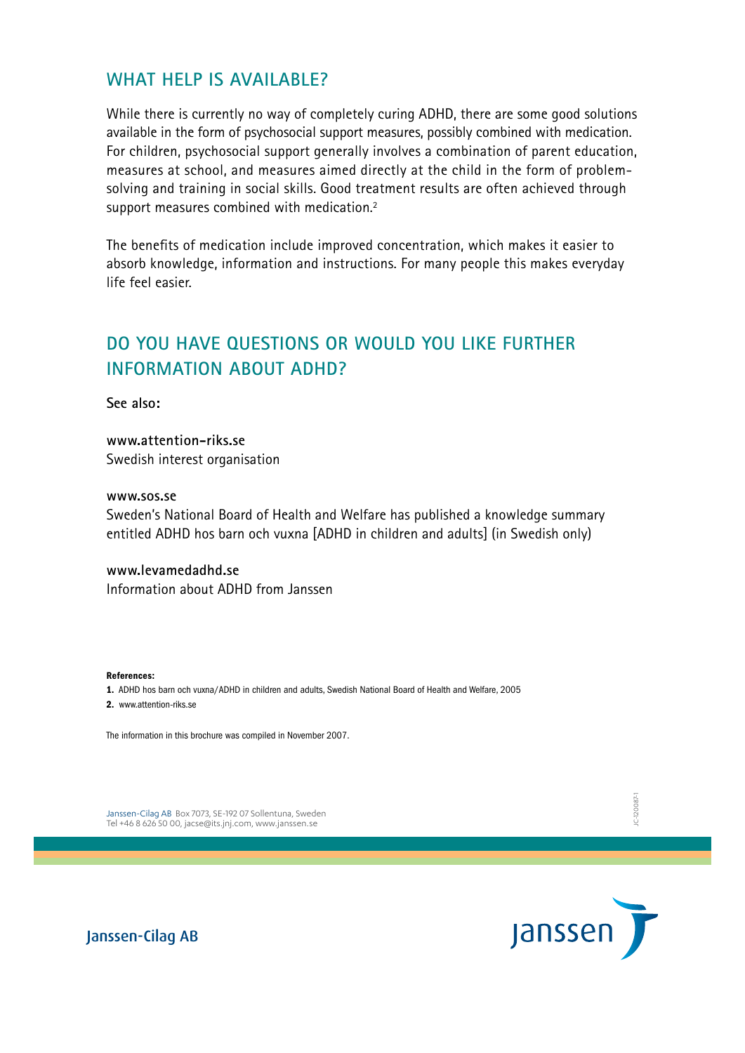## WHAT HELP IS AVAILABLE?

While there is currently no way of completely curing ADHD, there are some good solutions available in the form of psychosocial support measures, possibly combined with medication. For children, psychosocial support generally involves a combination of parent education, measures at school, and measures aimed directly at the child in the form of problem-solving and training in social skills. Good treatment results are often achieved through support measures combined with medication.[2]

The benefits of medication include improved concentration, which makes it easier to absorb knowledge, information and instructions. For many people this makes everyday life feel easier.

## DO YOU HAVE QUESTIONS OR WOULD YOU LIKE FURTHER INFORMATION ABOUT ADHD?

**See also:**

**www.attention-riks.se**
Swedish interest organisation

**www.sos.se**
Sweden's National Board of Health and Welfare has published a knowledge summary entitled ADHD hos barn och vuxna [ADHD in children and adults] (in Swedish only)

**www.levamedadhd.se**
Information about ADHD from Janssen

**References:**

1. ADHD hos barn och vuxna/ADHD in children and adults, Swedish National Board of Health and Welfare, 2005
2. www.attention-riks.se

The information in this brochure was compiled in November 2007.

Janssen-Cilag AB Box 7073, SE-192 07 Sollentuna, Sweden
Tel +46 8 626 50 00, jacse@its.jnj.com, www.janssen.se

JC-120087-1

Janssen-Cilag AB

janssen